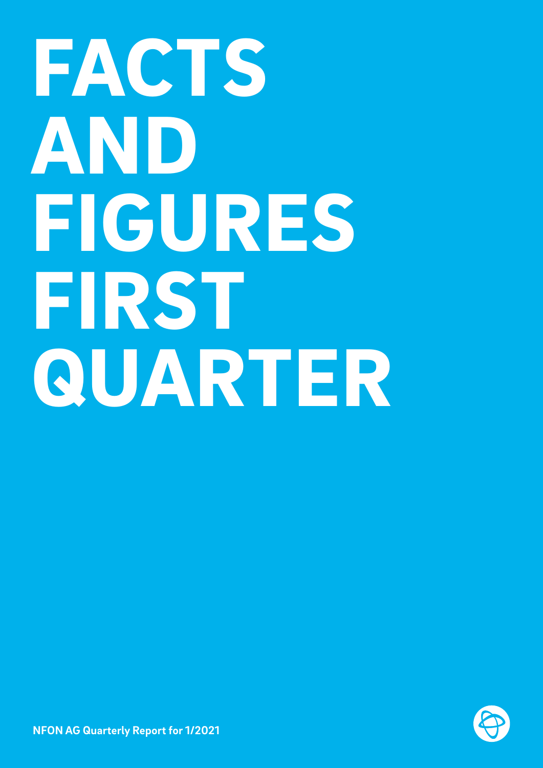# FACTS AND FIGURES FIRST QUARTER

**NFON AG Quarterly Report for 1/2021**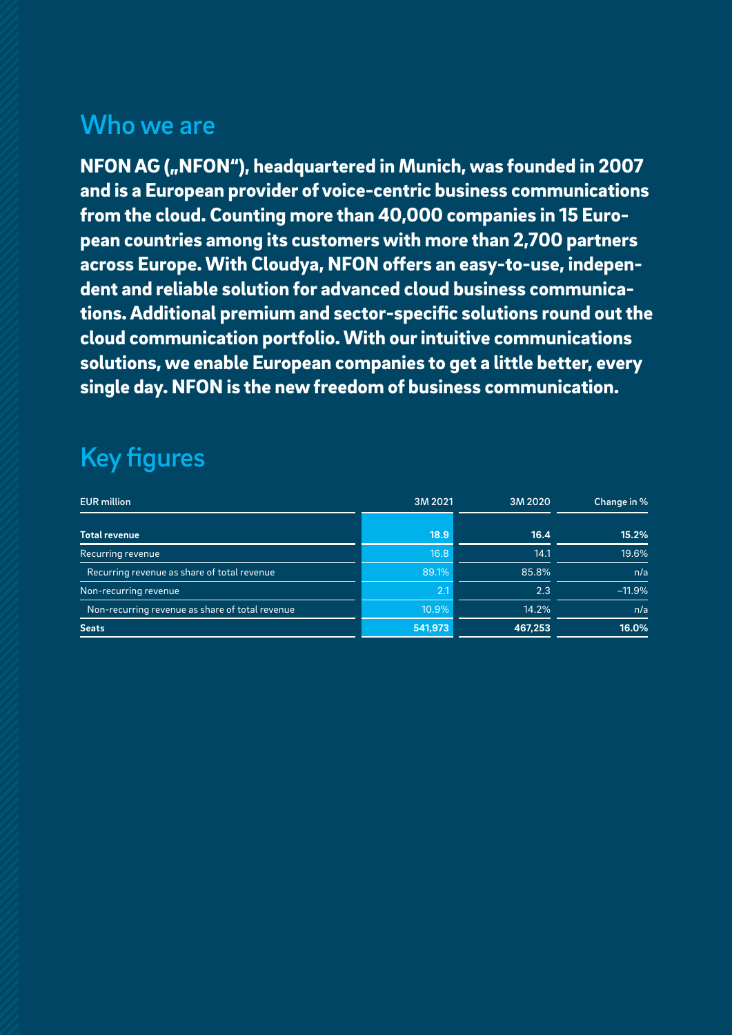## Who we are

**NFON AG („NFON"), headquartered in Munich, was founded in 2007 and is a European provider of voice-centric business communications from the cloud. Counting more than 40,000 companies in 15 European countries among its customers with more than 2,700 partners across Europe. With Cloudya, NFON offers an easy-to-use, independent and reliable solution for advanced cloud business communications. Additional premium and sector-specific solutions round out the cloud communication portfolio. With our intuitive communications solutions, we enable European companies to get a little better, every single day. NFON is the new freedom of business communication.**

## Key figures

| EUR million | 3M 2021 | 3M 2020 | Change in % |
|---|---|---|---|
| **Total revenue** | **18.9** | **16.4** | **15.2%** |
| Recurring revenue | 16.8 | 14.1 | 19.6% |
| Recurring revenue as share of total revenue | 89.1% | 85.8% | n/a |
| Non-recurring revenue | 2.1 | 2.3 | –11.9% |
| Non-recurring revenue as share of total revenue | 10.9% | 14.2% | n/a |
| **Seats** | **541,973** | **467,253** | **16.0%** |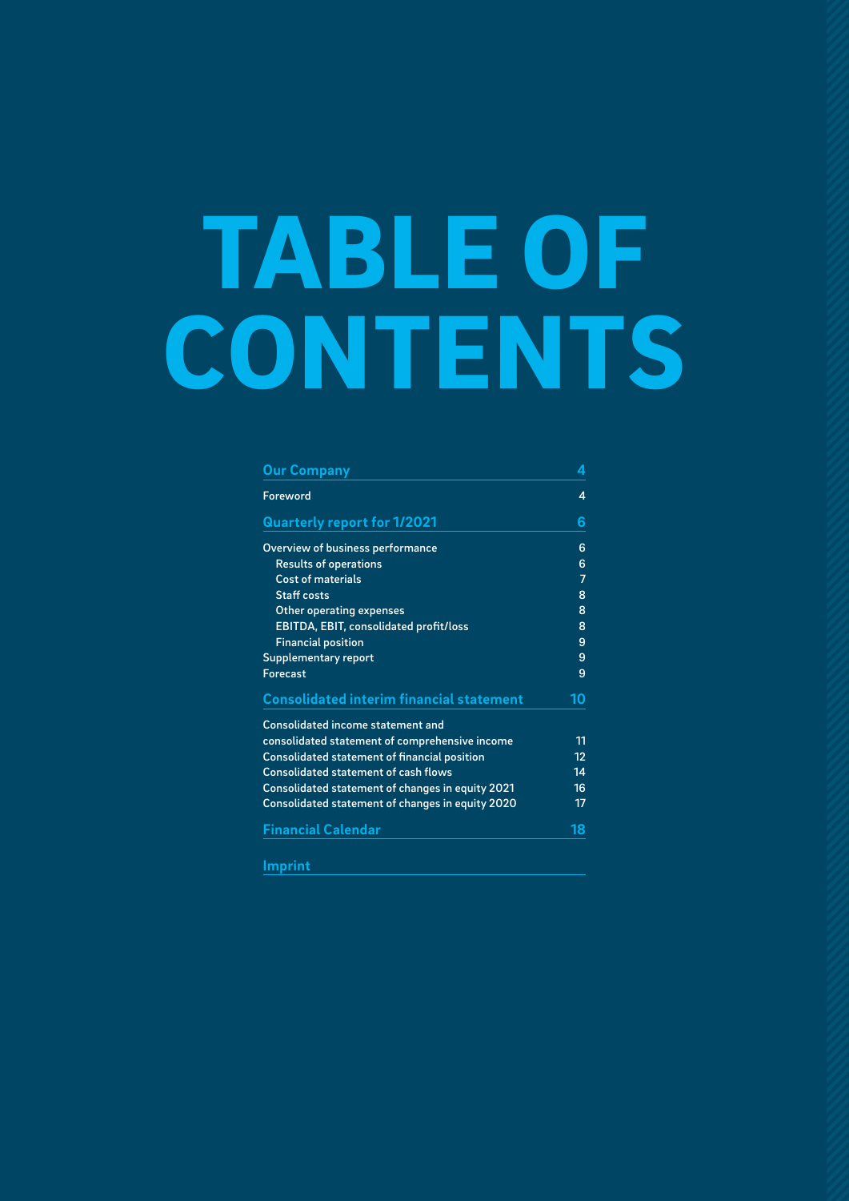# TABLE OF CONTENTS

| | |
|---|---|
| **Our Company** | **4** |
| Foreword | 4 |
| **Quarterly report for 1/2021** | **6** |
| Overview of business performance | 6 |
| Results of operations | 6 |
| Cost of materials | 7 |
| Staff costs | 8 |
| Other operating expenses | 8 |
| EBITDA, EBIT, consolidated profit/loss | 8 |
| Financial position | 9 |
| Supplementary report | 9 |
| Forecast | 9 |
| **Consolidated interim financial statement** | **10** |
| Consolidated income statement and consolidated statement of comprehensive income | 11 |
| Consolidated statement of financial position | 12 |
| Consolidated statement of cash flows | 14 |
| Consolidated statement of changes in equity 2021 | 16 |
| Consolidated statement of changes in equity 2020 | 17 |
| **Financial Calendar** | **18** |
| **Imprint** | |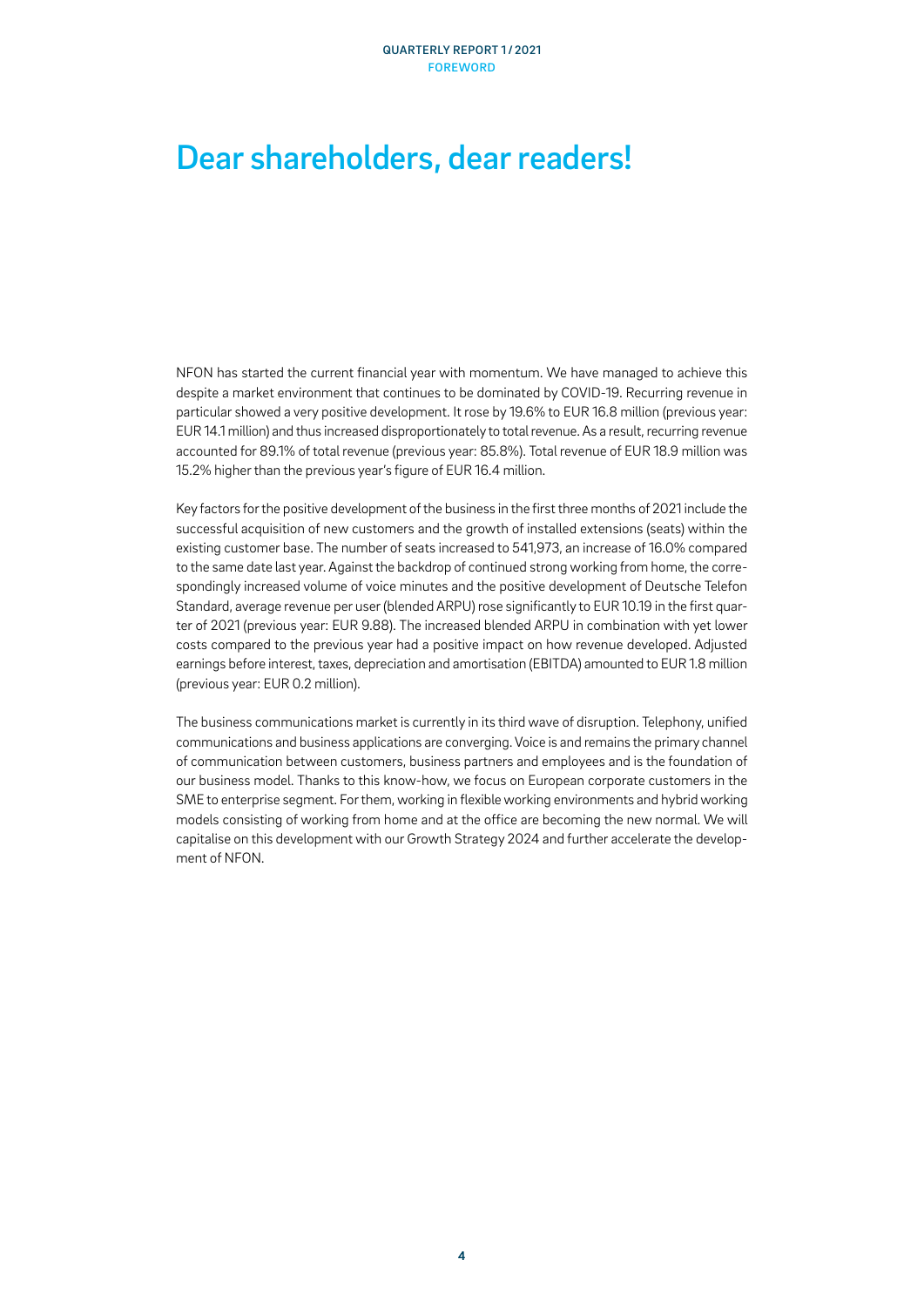# Dear shareholders, dear readers!

NFON has started the current financial year with momentum. We have managed to achieve this despite a market environment that continues to be dominated by COVID-19. Recurring revenue in particular showed a very positive development. It rose by 19.6% to EUR 16.8 million (previous year: EUR 14.1 million) and thus increased disproportionately to total revenue. As a result, recurring revenue accounted for 89.1% of total revenue (previous year: 85.8%). Total revenue of EUR 18.9 million was 15.2% higher than the previous year's figure of EUR 16.4 million.

Key factors for the positive development of the business in the first three months of 2021 include the successful acquisition of new customers and the growth of installed extensions (seats) within the existing customer base. The number of seats increased to 541,973, an increase of 16.0% compared to the same date last year. Against the backdrop of continued strong working from home, the correspondingly increased volume of voice minutes and the positive development of Deutsche Telefon Standard, average revenue per user (blended ARPU) rose significantly to EUR 10.19 in the first quarter of 2021 (previous year: EUR 9.88). The increased blended ARPU in combination with yet lower costs compared to the previous year had a positive impact on how revenue developed. Adjusted earnings before interest, taxes, depreciation and amortisation (EBITDA) amounted to EUR 1.8 million (previous year: EUR 0.2 million).

The business communications market is currently in its third wave of disruption. Telephony, unified communications and business applications are converging. Voice is and remains the primary channel of communication between customers, business partners and employees and is the foundation of our business model. Thanks to this know-how, we focus on European corporate customers in the SME to enterprise segment. For them, working in flexible working environments and hybrid working models consisting of working from home and at the office are becoming the new normal. We will capitalise on this development with our Growth Strategy 2024 and further accelerate the development of NFON.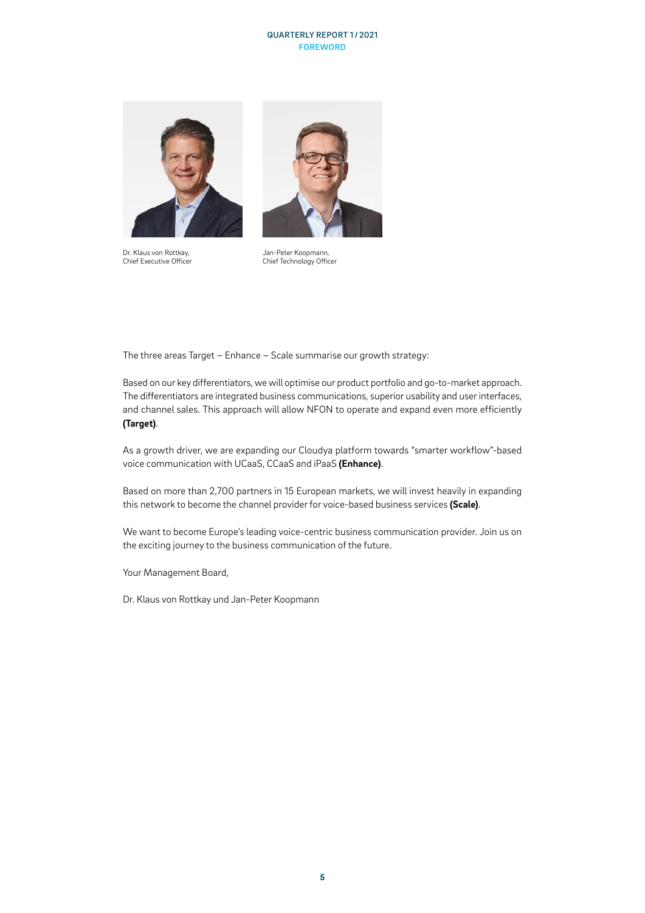Dr. Klaus von Rottkay,
Chief Executive Officer

Jan-Peter Koopmann,
Chief Technology Officer

The three areas Target – Enhance – Scale summarise our growth strategy:

Based on our key differentiators, we will optimise our product portfolio and go-to-market approach. The differentiators are integrated business communications, superior usability and user interfaces, and channel sales. This approach will allow NFON to operate and expand even more efficiently **(Target)**.

As a growth driver, we are expanding our Cloudya platform towards "smarter workflow"-based voice communication with UCaaS, CCaaS and iPaaS **(Enhance)**.

Based on more than 2,700 partners in 15 European markets, we will invest heavily in expanding this network to become the channel provider for voice-based business services **(Scale)**.

We want to become Europe's leading voice-centric business communication provider. Join us on the exciting journey to the business communication of the future.

Your Management Board,

Dr. Klaus von Rottkay und Jan-Peter Koopmann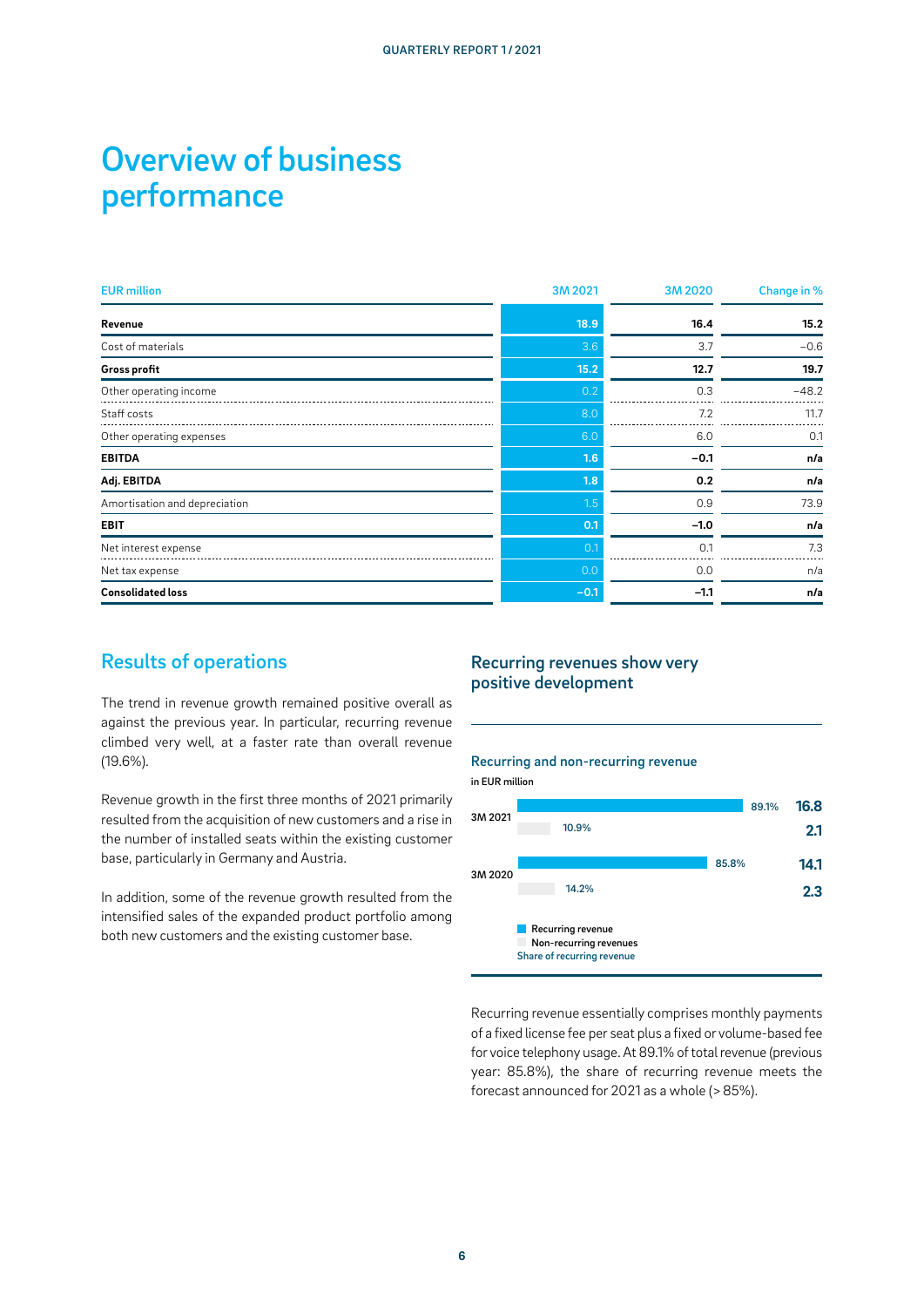# Overview of business performance

| EUR million | 3M 2021 | 3M 2020 | Change in % |
|---|---|---|---|
| **Revenue** | **18.9** | **16.4** | **15.2** |
| Cost of materials | 3.6 | 3.7 | −0.6 |
| **Gross profit** | **15.2** | **12.7** | **19.7** |
| Other operating income | 0.2 | 0.3 | −48.2 |
| Staff costs | 8.0 | 7.2 | 11.7 |
| Other operating expenses | 6.0 | 6.0 | 0.1 |
| **EBITDA** | **1.6** | **−0.1** | **n/a** |
| **Adj. EBITDA** | **1.8** | **0.2** | **n/a** |
| Amortisation and depreciation | 1.5 | 0.9 | 73.9 |
| **EBIT** | **0.1** | **−1.0** | **n/a** |
| Net interest expense | 0.1 | 0.1 | 7.3 |
| Net tax expense | 0.0 | 0.0 | n/a |
| **Consolidated loss** | **−0.1** | **−1.1** | **n/a** |

## Results of operations

The trend in revenue growth remained positive overall as against the previous year. In particular, recurring revenue climbed very well, at a faster rate than overall revenue (19.6%).

Revenue growth in the first three months of 2021 primarily resulted from the acquisition of new customers and a rise in the number of installed seats within the existing customer base, particularly in Germany and Austria.

In addition, some of the revenue growth resulted from the intensified sales of the expanded product portfolio among both new customers and the existing customer base.

## Recurring revenues show very positive development

**Recurring and non-recurring revenue**
in EUR million

| | Recurring revenue | Share of recurring revenue | Non-recurring revenues | Share of non-recurring revenues |
|---|---|---|---|---|
| 3M 2021 | 16.8 | 89.1% | 2.1 | 10.9% |
| 3M 2020 | 14.1 | 85.8% | 2.3 | 14.2% |

Recurring revenue essentially comprises monthly payments of a fixed license fee per seat plus a fixed or volume-based fee for voice telephony usage. At 89.1% of total revenue (previous year: 85.8%), the share of recurring revenue meets the forecast announced for 2021 as a whole (> 85%).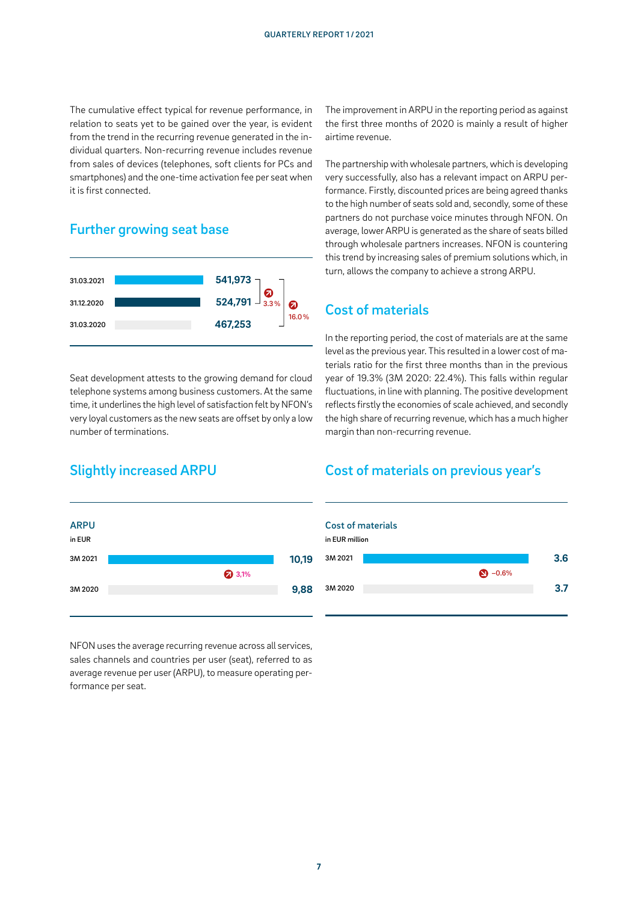The cumulative effect typical for revenue performance, in relation to seats yet to be gained over the year, is evident from the trend in the recurring revenue generated in the individual quarters. Non-recurring revenue includes revenue from sales of devices (telephones, soft clients for PCs and smartphones) and the one-time activation fee per seat when it is first connected.

## Further growing seat base

| Date | Seats |
|---|---|
| 31.03.2021 | 541,973 |
| 31.12.2020 | 524,791 |
| 31.03.2020 | 467,253 |

3.3 % (31.12.2020 to 31.03.2021); 16.0 % (31.03.2020 to 31.03.2021)

Seat development attests to the growing demand for cloud telephone systems among business customers. At the same time, it underlines the high level of satisfaction felt by NFON's very loyal customers as the new seats are offset by only a low number of terminations.

## Slightly increased ARPU

**ARPU**
in EUR

| Period | ARPU |
|---|---|
| 3M 2021 | 10,19 |
| 3M 2020 | 9,88 |

3,1%

NFON uses the average recurring revenue across all services, sales channels and countries per user (seat), referred to as average revenue per user (ARPU), to measure operating performance per seat.

The improvement in ARPU in the reporting period as against the first three months of 2020 is mainly a result of higher airtime revenue.

The partnership with wholesale partners, which is developing very successfully, also has a relevant impact on ARPU performance. Firstly, discounted prices are being agreed thanks to the high number of seats sold and, secondly, some of these partners do not purchase voice minutes through NFON. On average, lower ARPU is generated as the share of seats billed through wholesale partners increases. NFON is countering this trend by increasing sales of premium solutions which, in turn, allows the company to achieve a strong ARPU.

## Cost of materials

In the reporting period, the cost of materials are at the same level as the previous year. This resulted in a lower cost of materials ratio for the first three months than in the previous year of 19.3% (3M 2020: 22.4%). This falls within regular fluctuations, in line with planning. The positive development reflects firstly the economies of scale achieved, and secondly the high share of recurring revenue, which has a much higher margin than non-recurring revenue.

## Cost of materials on previous year's

**Cost of materials**
in EUR million

| Period | Cost of materials |
|---|---|
| 3M 2021 | 3.6 |
| 3M 2020 | 3.7 |

−0.6%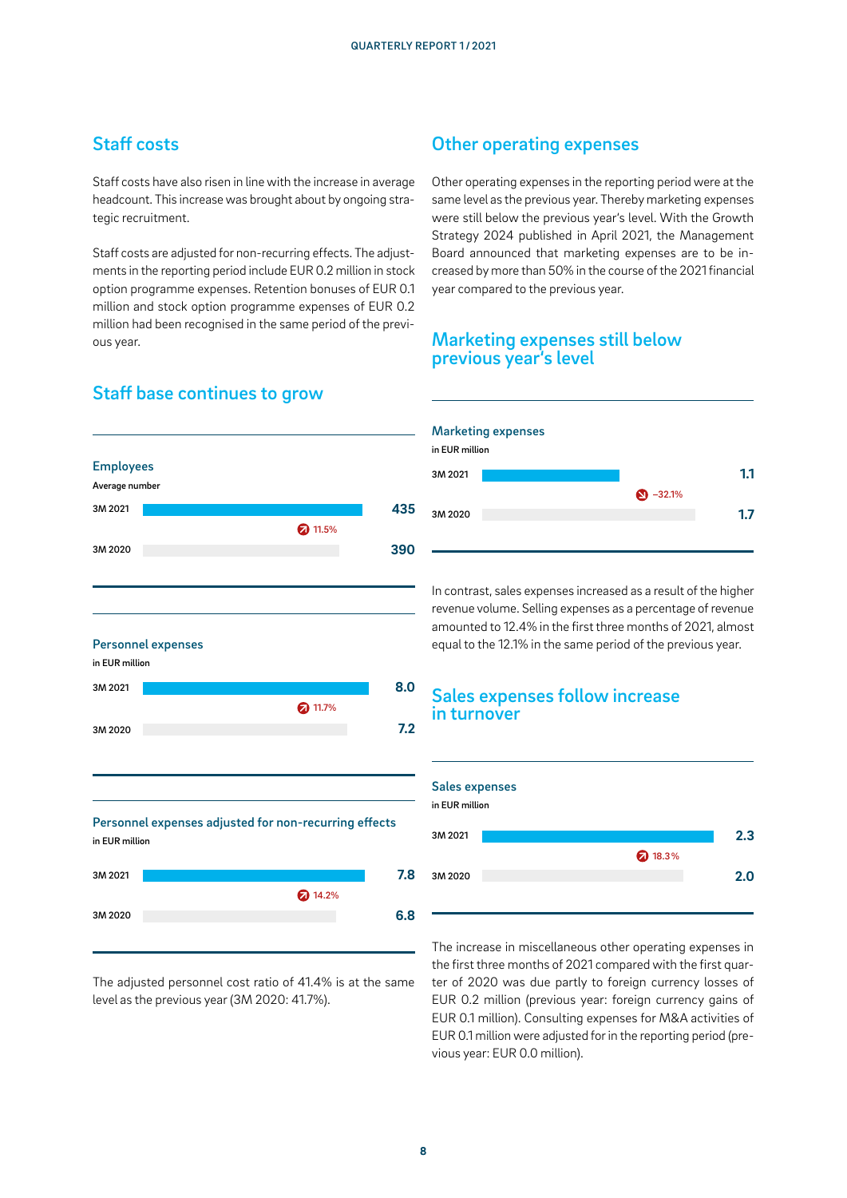## Staff costs

Staff costs have also risen in line with the increase in average headcount. This increase was brought about by ongoing strategic recruitment.

Staff costs are adjusted for non-recurring effects. The adjustments in the reporting period include EUR 0.2 million in stock option programme expenses. Retention bonuses of EUR 0.1 million and stock option programme expenses of EUR 0.2 million had been recognised in the same period of the previous year.

## Staff base continues to grow

**Employees**
Average number

| | |
|---|---|
| 3M 2021 | 435 |
| 3M 2020 | 390 |

Change: 11.5%

**Personnel expenses**
in EUR million

| | |
|---|---|
| 3M 2021 | 8.0 |
| 3M 2020 | 7.2 |

Change: 11.7%

**Personnel expenses adjusted for non-recurring effects**
in EUR million

| | |
|---|---|
| 3M 2021 | 7.8 |
| 3M 2020 | 6.8 |

Change: 14.2%

The adjusted personnel cost ratio of 41.4% is at the same level as the previous year (3M 2020: 41.7%).

## Other operating expenses

Other operating expenses in the reporting period were at the same level as the previous year. Thereby marketing expenses were still below the previous year's level. With the Growth Strategy 2024 published in April 2021, the Management Board announced that marketing expenses are to be increased by more than 50% in the course of the 2021 financial year compared to the previous year.

## Marketing expenses still below previous year's level

**Marketing expenses**
in EUR million

| | |
|---|---|
| 3M 2021 | 1.1 |
| 3M 2020 | 1.7 |

Change: −32.1%

In contrast, sales expenses increased as a result of the higher revenue volume. Selling expenses as a percentage of revenue amounted to 12.4% in the first three months of 2021, almost equal to the 12.1% in the same period of the previous year.

## Sales expenses follow increase in turnover

**Sales expenses**
in EUR million

| | |
|---|---|
| 3M 2021 | 2.3 |
| 3M 2020 | 2.0 |

Change: 18.3%

The increase in miscellaneous other operating expenses in the first three months of 2021 compared with the first quarter of 2020 was due partly to foreign currency losses of EUR 0.2 million (previous year: foreign currency gains of EUR 0.1 million). Consulting expenses for M&A activities of EUR 0.1 million were adjusted for in the reporting period (previous year: EUR 0.0 million).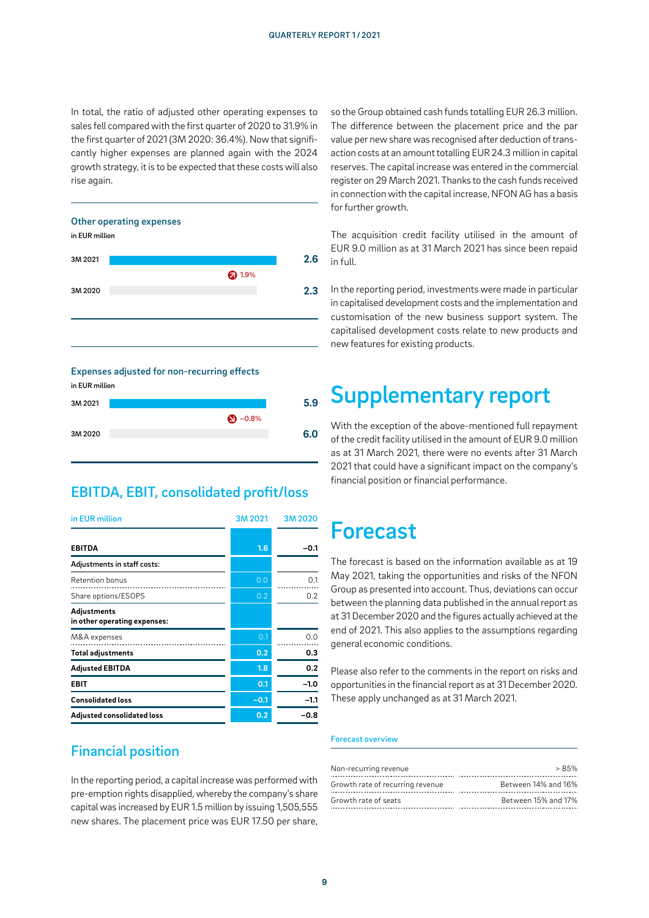In total, the ratio of adjusted other operating expenses to sales fell compared with the first quarter of 2020 to 31.9% in the first quarter of 2021 (3M 2020: 36.4%). Now that significantly higher expenses are planned again with the 2024 growth strategy, it is to be expected that these costs will also rise again.

**Other operating expenses**
in EUR million

| | |
|---|---|
| 3M 2021 | 2.6 |
| 3M 2020 | 2.3 |

1.9%

**Expenses adjusted for non-recurring effects**
in EUR million

| | |
|---|---|
| 3M 2021 | 5.9 |
| 3M 2020 | 6.0 |

−0.8%

## EBITDA, EBIT, consolidated profit/loss

| in EUR million | 3M 2021 | 3M 2020 |
|---|---|---|
| **EBITDA** | **1.6** | **−0.1** |
| **Adjustments in staff costs:** | | |
| Retention bonus | 0.0 | 0.1 |
| Share options/ESOPS | 0.2 | 0.2 |
| **Adjustments in other operating expenses:** | | |
| M&A expenses | 0.1 | 0.0 |
| **Total adjustments** | **0.2** | **0.3** |
| **Adjusted EBITDA** | **1.8** | **0.2** |
| **EBIT** | **0.1** | **−1.0** |
| **Consolidated loss** | **−0.1** | **−1.1** |
| **Adjusted consolidated loss** | **0.2** | **−0.8** |

## Financial position

In the reporting period, a capital increase was performed with pre-emption rights disapplied, whereby the company's share capital was increased by EUR 1.5 million by issuing 1,505,555 new shares. The placement price was EUR 17.50 per share, so the Group obtained cash funds totalling EUR 26.3 million. The difference between the placement price and the par value per new share was recognised after deduction of transaction costs at an amount totalling EUR 24.3 million in capital reserves. The capital increase was entered in the commercial register on 29 March 2021. Thanks to the cash funds received in connection with the capital increase, NFON AG has a basis for further growth.

The acquisition credit facility utilised in the amount of EUR 9.0 million as at 31 March 2021 has since been repaid in full.

In the reporting period, investments were made in particular in capitalised development costs and the implementation and customisation of the new business support system. The capitalised development costs relate to new products and new features for existing products.

# Supplementary report

With the exception of the above-mentioned full repayment of the credit facility utilised in the amount of EUR 9.0 million as at 31 March 2021, there were no events after 31 March 2021 that could have a significant impact on the company's financial position or financial performance.

# Forecast

The forecast is based on the information available as at 19 May 2021, taking the opportunities and risks of the NFON Group as presented into account. Thus, deviations can occur between the planning data published in the annual report as at 31 December 2020 and the figures actually achieved at the end of 2021. This also applies to the assumptions regarding general economic conditions.

Please also refer to the comments in the report on risks and opportunities in the financial report as at 31 December 2020. These apply unchanged as at 31 March 2021.

**Forecast overview**

| | |
|---|---|
| Non-recurring revenue | > 85% |
| Growth rate of recurring revenue | Between 14% and 16% |
| Growth rate of seats | Between 15% and 17% |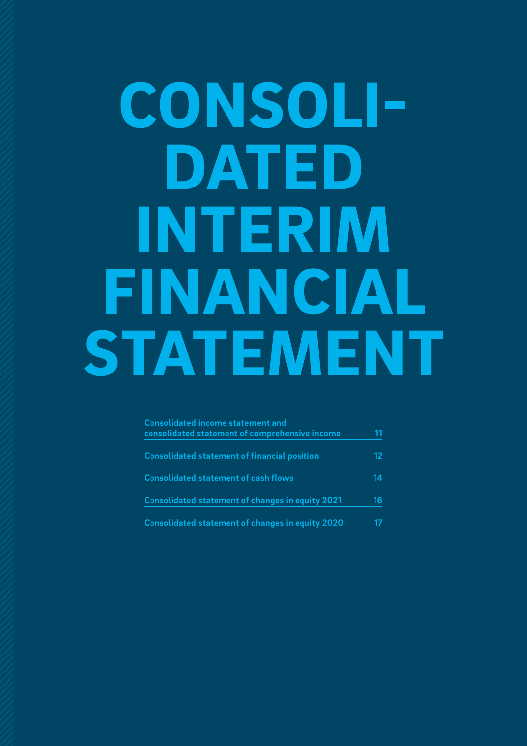# CONSOLIDATED INTERIM FINANCIAL STATEMENT

| | |
|---|---|
| Consolidated income statement and consolidated statement of comprehensive income | 11 |
| Consolidated statement of financial position | 12 |
| Consolidated statement of cash flows | 14 |
| Consolidated statement of changes in equity 2021 | 16 |
| Consolidated statement of changes in equity 2020 | 17 |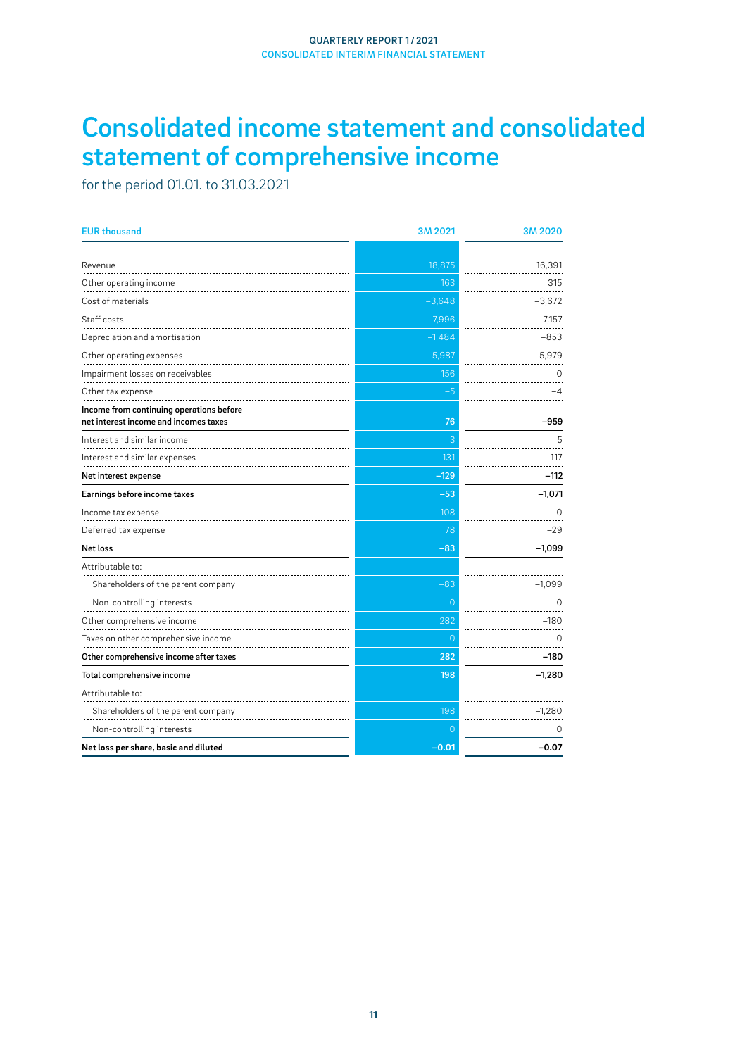# Consolidated income statement and consolidated statement of comprehensive income

for the period 01.01. to 31.03.2021

| EUR thousand | 3M 2021 | 3M 2020 |
|---|---|---|
| Revenue | 18,875 | 16,391 |
| Other operating income | 163 | 315 |
| Cost of materials | –3,648 | –3,672 |
| Staff costs | –7,996 | –7,157 |
| Depreciation and amortisation | –1,484 | –853 |
| Other operating expenses | –5,987 | –5,979 |
| Impairment losses on receivables | 156 | 0 |
| Other tax expense | –5 | –4 |
| **Income from continuing operations before net interest income and incomes taxes** | **76** | **–959** |
| Interest and similar income | 3 | 5 |
| Interest and similar expenses | –131 | –117 |
| **Net interest expense** | **–129** | **–112** |
| **Earnings before income taxes** | **–53** | **–1,071** |
| Income tax expense | –108 | 0 |
| Deferred tax expense | 78 | –29 |
| **Net loss** | **–83** | **–1,099** |
| Attributable to: | | |
| Shareholders of the parent company | –83 | –1,099 |
| Non-controlling interests | 0 | 0 |
| Other comprehensive income | 282 | –180 |
| Taxes on other comprehensive income | 0 | 0 |
| **Other comprehensive income after taxes** | **282** | **–180** |
| **Total comprehensive income** | **198** | **–1,280** |
| Attributable to: | | |
| Shareholders of the parent company | 198 | –1,280 |
| Non-controlling interests | 0 | 0 |
| **Net loss per share, basic and diluted** | **–0.01** | **–0.07** |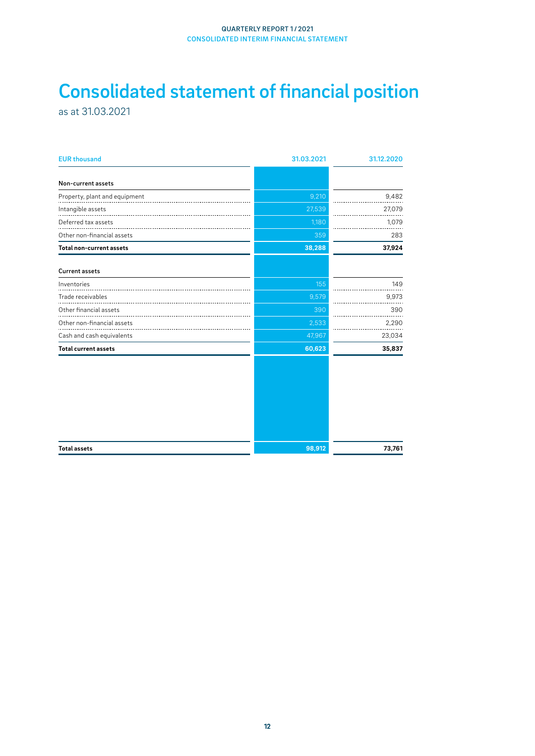# Consolidated statement of financial position

as at 31.03.2021

| EUR thousand | 31.03.2021 | 31.12.2020 |
|---|---|---|
| **Non-current assets** | | |
| Property, plant and equipment | 9,210 | 9,482 |
| Intangible assets | 27,539 | 27,079 |
| Deferred tax assets | 1,180 | 1,079 |
| Other non-financial assets | 359 | 283 |
| **Total non-current assets** | **38,288** | **37,924** |
| **Current assets** | | |
| Inventories | 155 | 149 |
| Trade receivables | 9,579 | 9,973 |
| Other financial assets | 390 | 390 |
| Other non-financial assets | 2,533 | 2,290 |
| Cash and cash equivalents | 47,967 | 23,034 |
| **Total current assets** | **60,623** | **35,837** |
| **Total assets** | **98,912** | **73,761** |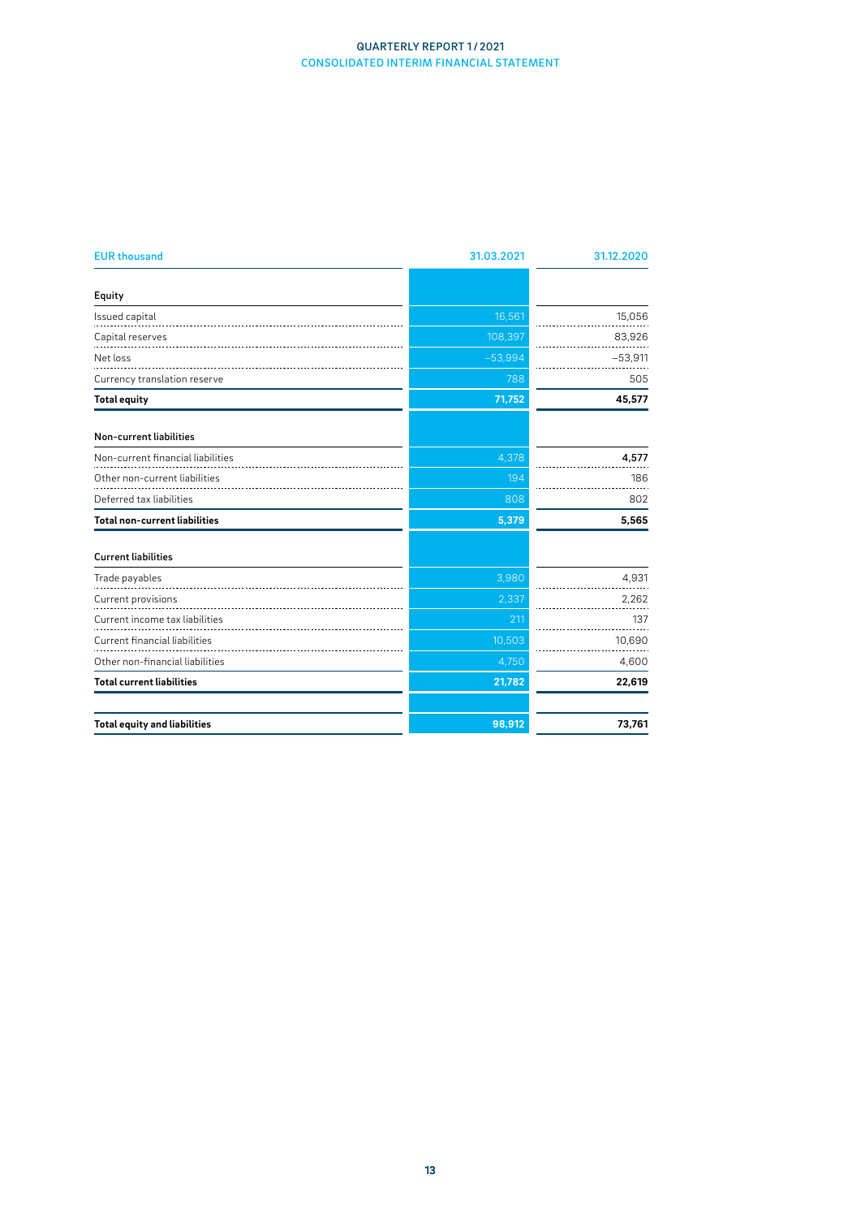| EUR thousand | 31.03.2021 | 31.12.2020 |
|---|---|---|
| **Equity** | | |
| Issued capital | 16,561 | 15,056 |
| Capital reserves | 108,397 | 83,926 |
| Net loss | –53,994 | –53,911 |
| Currency translation reserve | 788 | 505 |
| **Total equity** | **71,752** | **45,577** |
| **Non-current liabilities** | | |
| Non-current financial liabilities | 4,378 | **4,577** |
| Other non-current liabilities | 194 | 186 |
| Deferred tax liabilities | 808 | 802 |
| **Total non-current liabilities** | **5,379** | **5,565** |
| **Current liabilities** | | |
| Trade payables | 3,980 | 4,931 |
| Current provisions | 2,337 | 2,262 |
| Current income tax liabilities | 211 | 137 |
| Current financial liabilities | 10,503 | 10,690 |
| Other non-financial liabilities | 4,750 | 4,600 |
| **Total current liabilities** | **21,782** | **22,619** |
| **Total equity and liabilities** | **98,912** | **73,761** |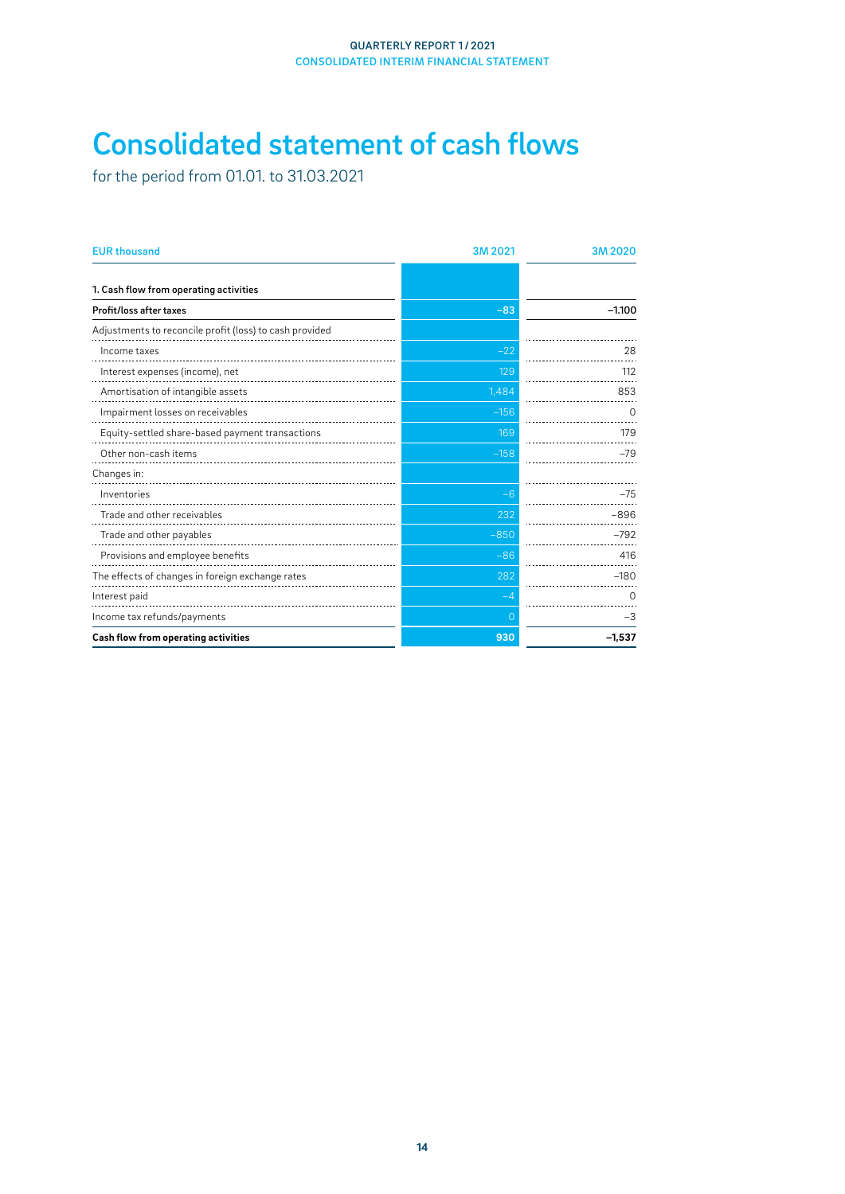# Consolidated statement of cash flows

for the period from 01.01. to 31.03.2021

| EUR thousand | 3M 2021 | 3M 2020 |
|---|---|---|
| **1. Cash flow from operating activities** | | |
| **Profit/loss after taxes** | **–83** | **–1.100** |
| Adjustments to reconcile profit (loss) to cash provided | | |
| Income taxes | –22 | 28 |
| Interest expenses (income), net | 129 | 112 |
| Amortisation of intangible assets | 1,484 | 853 |
| Impairment losses on receivables | –156 | 0 |
| Equity-settled share-based payment transactions | 169 | 179 |
| Other non-cash items | –158 | –79 |
| Changes in: | | |
| Inventories | –6 | –75 |
| Trade and other receivables | 232 | –896 |
| Trade and other payables | –850 | –792 |
| Provisions and employee benefits | –86 | 416 |
| The effects of changes in foreign exchange rates | 282 | –180 |
| Interest paid | –4 | 0 |
| Income tax refunds/payments | 0 | –3 |
| **Cash flow from operating activities** | **930** | **–1,537** |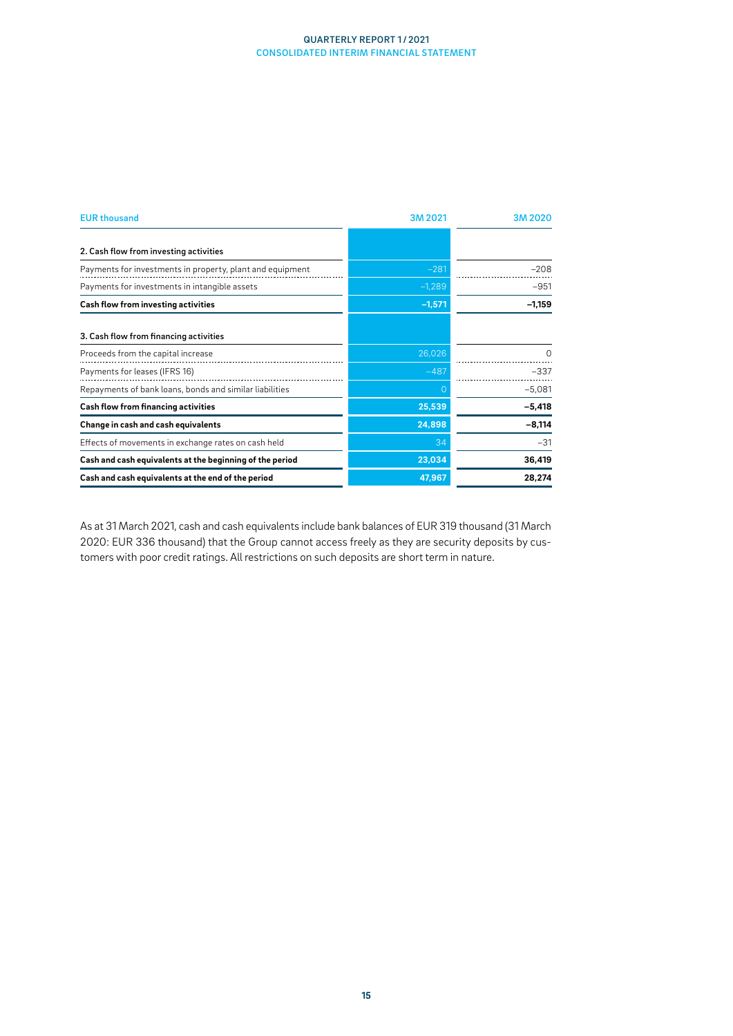| EUR thousand | 3M 2021 | 3M 2020 |
|---|---|---|
| **2. Cash flow from investing activities** | | |
| Payments for investments in property, plant and equipment | –281 | –208 |
| Payments for investments in intangible assets | –1,289 | –951 |
| **Cash flow from investing activities** | **–1,571** | **–1,159** |
| **3. Cash flow from financing activities** | | |
| Proceeds from the capital increase | 26,026 | 0 |
| Payments for leases (IFRS 16) | –487 | –337 |
| Repayments of bank loans, bonds and similar liabilities | 0 | –5,081 |
| **Cash flow from financing activities** | **25,539** | **–5,418** |
| **Change in cash and cash equivalents** | **24,898** | **–8,114** |
| Effects of movements in exchange rates on cash held | 34 | –31 |
| **Cash and cash equivalents at the beginning of the period** | **23,034** | **36,419** |
| **Cash and cash equivalents at the end of the period** | **47,967** | **28,274** |

As at 31 March 2021, cash and cash equivalents include bank balances of EUR 319 thousand (31 March 2020: EUR 336 thousand) that the Group cannot access freely as they are security deposits by customers with poor credit ratings. All restrictions on such deposits are short term in nature.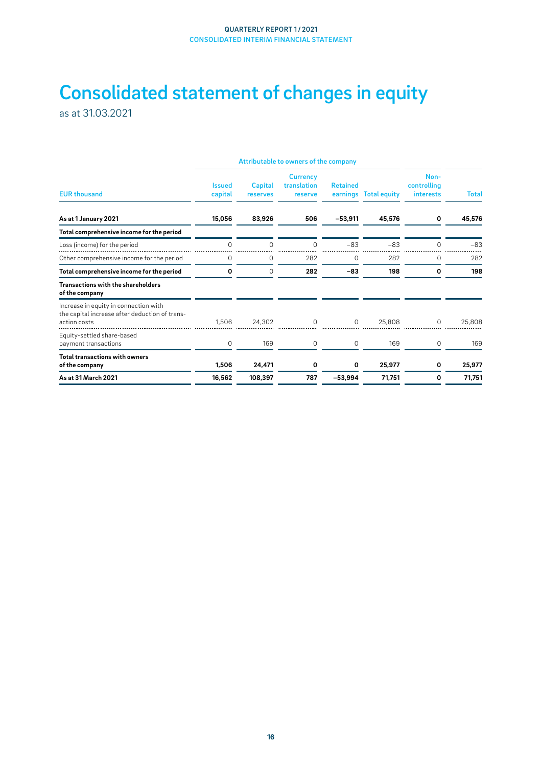# Consolidated statement of changes in equity

as at 31.03.2021

| | Attributable to owners of the company | | | | | | |
|---|---|---|---|---|---|---|---|
| EUR thousand | Issued capital | Capital reserves | Currency translation reserve | Retained earnings | Total equity | Non-controlling interests | Total |
| **As at 1 January 2021** | **15,056** | **83,926** | **506** | **−53,911** | **45,576** | **0** | **45,576** |
| **Total comprehensive income for the period** | | | | | | | |
| Loss (income) for the period | 0 | 0 | 0 | −83 | −83 | 0 | −83 |
| Other comprehensive income for the period | 0 | 0 | 282 | 0 | 282 | 0 | 282 |
| **Total comprehensive income for the period** | **0** | 0 | **282** | **−83** | **198** | **0** | **198** |
| **Transactions with the shareholders of the company** | | | | | | | |
| Increase in equity in connection with the capital increase after deduction of transaction costs | 1,506 | 24,302 | 0 | 0 | 25,808 | 0 | 25,808 |
| Equity-settled share-based payment transactions | 0 | 169 | 0 | 0 | 169 | 0 | 169 |
| **Total transactions with owners of the company** | **1,506** | **24,471** | **0** | **0** | **25,977** | **0** | **25,977** |
| **As at 31 March 2021** | **16,562** | **108,397** | **787** | **−53,994** | **71,751** | **0** | **71,751** |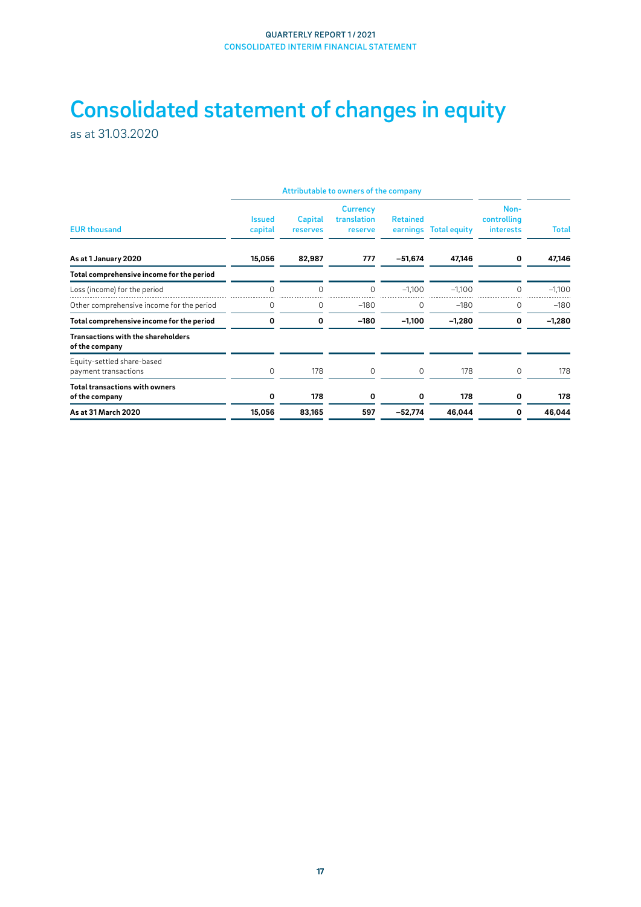# Consolidated statement of changes in equity

as at 31.03.2020

| EUR thousand | Attributable to owners of the company | | | | | Non-controlling interests | Total |
|---|---|---|---|---|---|---|---|
| | Issued capital | Capital reserves | Currency translation reserve | Retained earnings | Total equity | | |
| **As at 1 January 2020** | **15,056** | **82,987** | **777** | **–51,674** | **47,146** | **0** | **47,146** |
| **Total comprehensive income for the period** | | | | | | | |
| Loss (income) for the period | 0 | 0 | 0 | –1,100 | –1,100 | 0 | –1,100 |
| Other comprehensive income for the period | 0 | 0 | –180 | 0 | –180 | 0 | –180 |
| **Total comprehensive income for the period** | **0** | **0** | **–180** | **–1,100** | **–1,280** | **0** | **–1,280** |
| **Transactions with the shareholders of the company** | | | | | | | |
| Equity-settled share-based payment transactions | 0 | 178 | 0 | 0 | 178 | 0 | 178 |
| **Total transactions with owners of the company** | **0** | **178** | **0** | **0** | **178** | **0** | **178** |
| **As at 31 March 2020** | **15,056** | **83,165** | **597** | **–52,774** | **46,044** | **0** | **46,044** |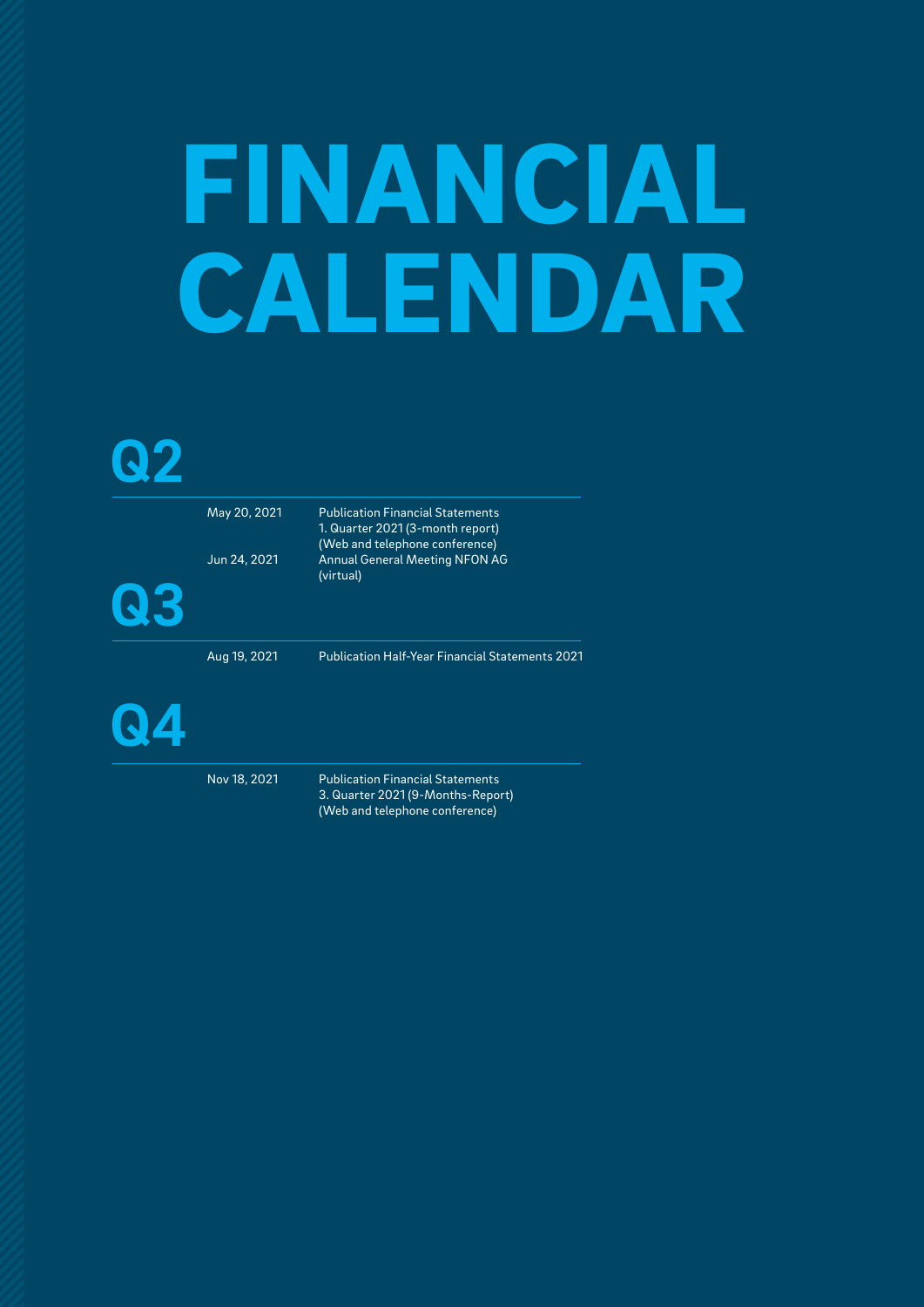# FINANCIAL CALENDAR

## Q2

| | |
|---|---|
| May 20, 2021 | Publication Financial Statements 1. Quarter 2021 (3-month report) (Web and telephone conference) |
| Jun 24, 2021 | Annual General Meeting NFON AG (virtual) |

## Q3

| | |
|---|---|
| Aug 19, 2021 | Publication Half-Year Financial Statements 2021 |

## Q4

| | |
|---|---|
| Nov 18, 2021 | Publication Financial Statements 3. Quarter 2021 (9-Months-Report) (Web and telephone conference) |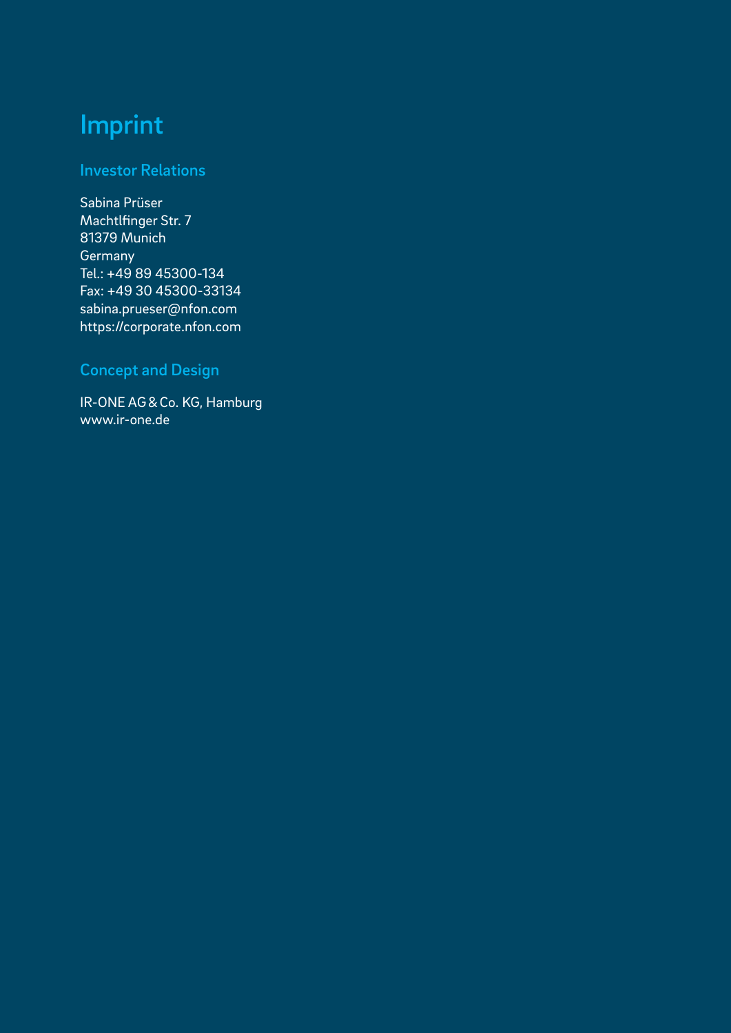# Imprint

## Investor Relations

Sabina Prüser
Machtlfinger Str. 7
81379 Munich
Germany
Tel.: +49 89 45300-134
Fax: +49 30 45300-33134
sabina.prueser@nfon.com
https://corporate.nfon.com

## Concept and Design

IR-ONE AG & Co. KG, Hamburg
www.ir-one.de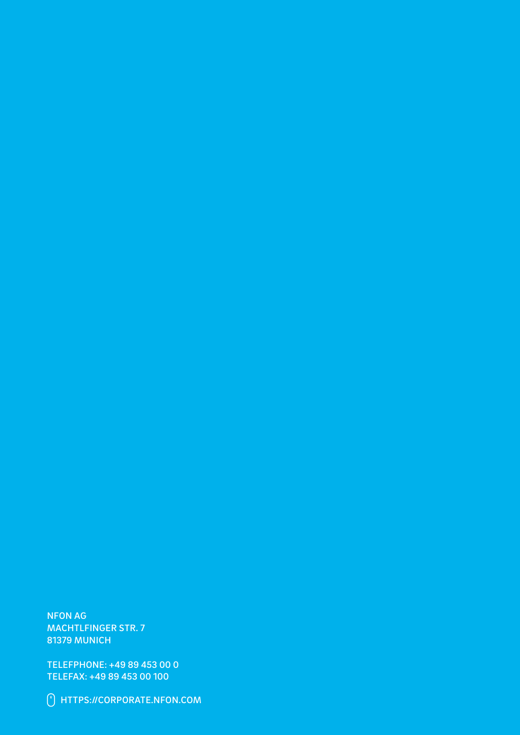NFON AG
MACHTLFINGER STR. 7
81379 MUNICH

TELEFPHONE: +49 89 453 00 0
TELEFAX: +49 89 453 00 100

HTTPS://CORPORATE.NFON.COM